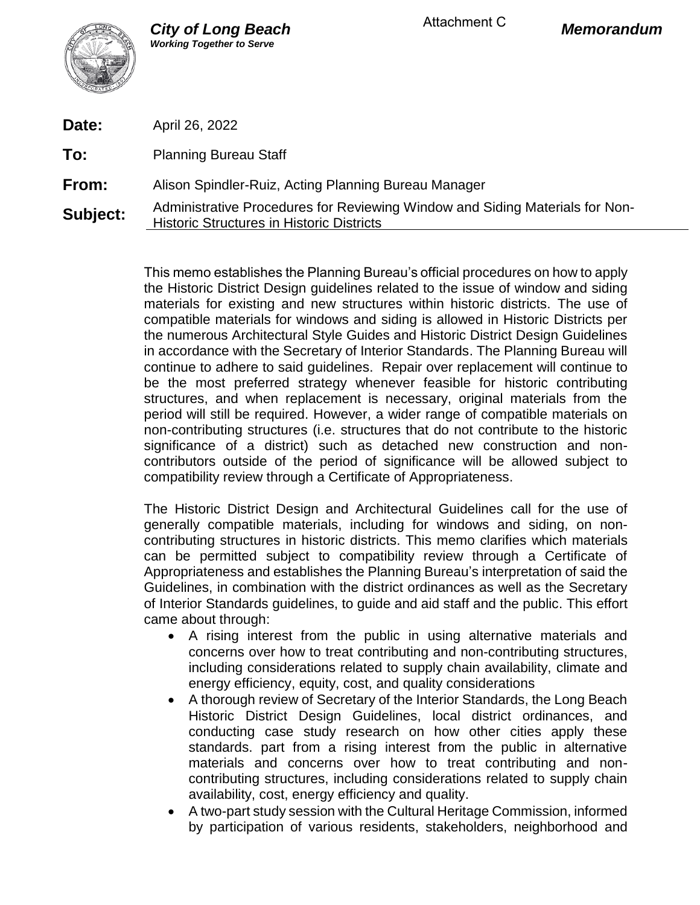**City of Long Beach**
*Working Together to Serve*

Attachment C

***Memorandum***

**Date:** April 26, 2022

**To:** Planning Bureau Staff

**From:** Alison Spindler-Ruiz, Acting Planning Bureau Manager

**Subject:** Administrative Procedures for Reviewing Window and Siding Materials for Non-Historic Structures in Historic Districts

---

This memo establishes the Planning Bureau's official procedures on how to apply the Historic District Design guidelines related to the issue of window and siding materials for existing and new structures within historic districts. The use of compatible materials for windows and siding is allowed in Historic Districts per the numerous Architectural Style Guides and Historic District Design Guidelines in accordance with the Secretary of Interior Standards. The Planning Bureau will continue to adhere to said guidelines. Repair over replacement will continue to be the most preferred strategy whenever feasible for historic contributing structures, and when replacement is necessary, original materials from the period will still be required. However, a wider range of compatible materials on non-contributing structures (i.e. structures that do not contribute to the historic significance of a district) such as detached new construction and non-contributors outside of the period of significance will be allowed subject to compatibility review through a Certificate of Appropriateness.

The Historic District Design and Architectural Guidelines call for the use of generally compatible materials, including for windows and siding, on non-contributing structures in historic districts. This memo clarifies which materials can be permitted subject to compatibility review through a Certificate of Appropriateness and establishes the Planning Bureau's interpretation of said the Guidelines, in combination with the district ordinances as well as the Secretary of Interior Standards guidelines, to guide and aid staff and the public. This effort came about through:

- A rising interest from the public in using alternative materials and concerns over how to treat contributing and non-contributing structures, including considerations related to supply chain availability, climate and energy efficiency, equity, cost, and quality considerations
- A thorough review of Secretary of the Interior Standards, the Long Beach Historic District Design Guidelines, local district ordinances, and conducting case study research on how other cities apply these standards. part from a rising interest from the public in alternative materials and concerns over how to treat contributing and non-contributing structures, including considerations related to supply chain availability, cost, energy efficiency and quality.
- A two-part study session with the Cultural Heritage Commission, informed by participation of various residents, stakeholders, neighborhood and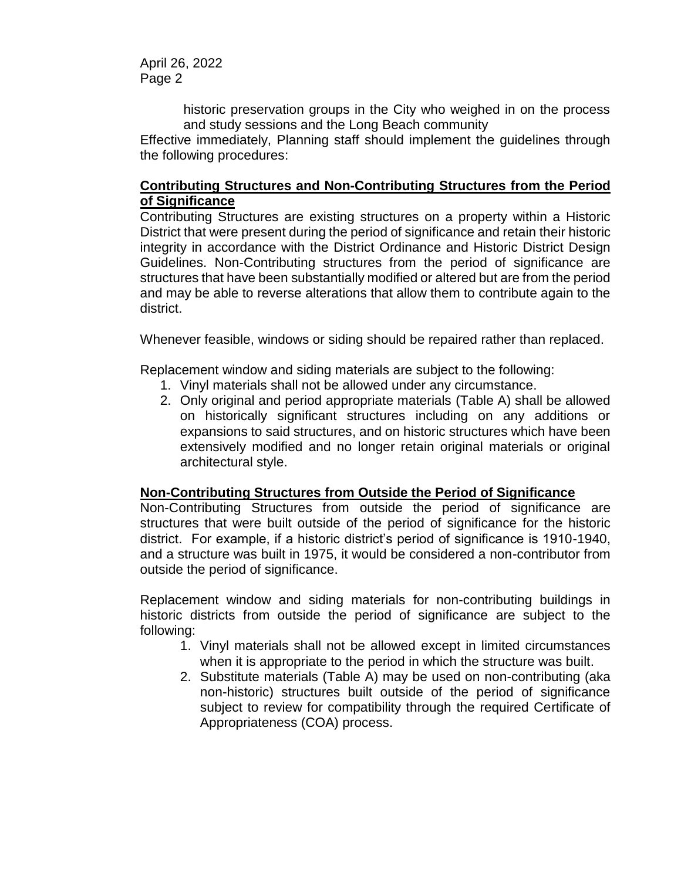historic preservation groups in the City who weighed in on the process and study sessions and the Long Beach community

Effective immediately, Planning staff should implement the guidelines through the following procedures:

**Contributing Structures and Non-Contributing Structures from the Period of Significance**

Contributing Structures are existing structures on a property within a Historic District that were present during the period of significance and retain their historic integrity in accordance with the District Ordinance and Historic District Design Guidelines. Non-Contributing structures from the period of significance are structures that have been substantially modified or altered but are from the period and may be able to reverse alterations that allow them to contribute again to the district.

Whenever feasible, windows or siding should be repaired rather than replaced.

Replacement window and siding materials are subject to the following:

1. Vinyl materials shall not be allowed under any circumstance.
2. Only original and period appropriate materials (Table A) shall be allowed on historically significant structures including on any additions or expansions to said structures, and on historic structures which have been extensively modified and no longer retain original materials or original architectural style.

**Non-Contributing Structures from Outside the Period of Significance**

Non-Contributing Structures from outside the period of significance are structures that were built outside of the period of significance for the historic district. For example, if a historic district's period of significance is 1910-1940, and a structure was built in 1975, it would be considered a non-contributor from outside the period of significance.

Replacement window and siding materials for non-contributing buildings in historic districts from outside the period of significance are subject to the following:

1. Vinyl materials shall not be allowed except in limited circumstances when it is appropriate to the period in which the structure was built.
2. Substitute materials (Table A) may be used on non-contributing (aka non-historic) structures built outside of the period of significance subject to review for compatibility through the required Certificate of Appropriateness (COA) process.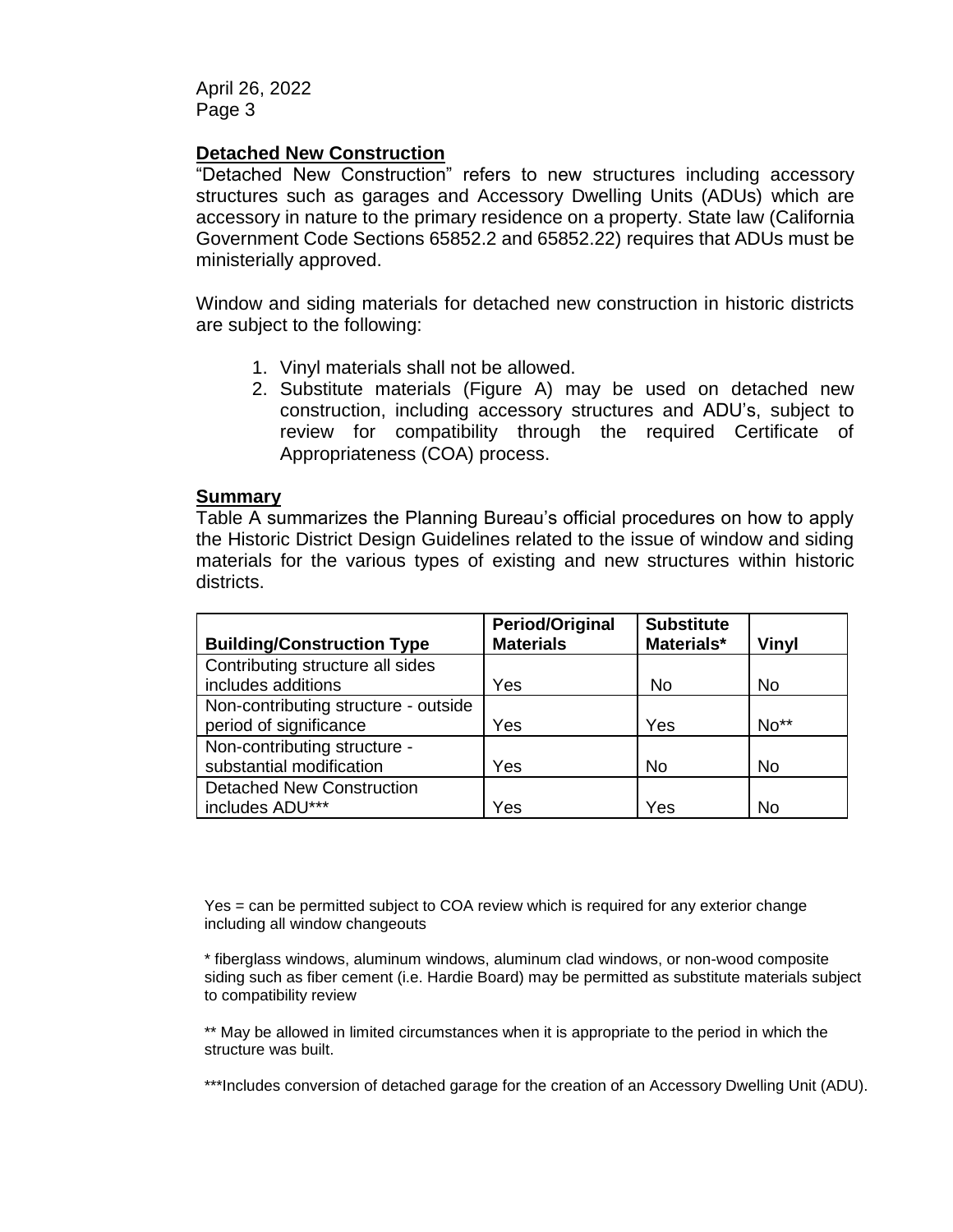**Detached New Construction**

"Detached New Construction" refers to new structures including accessory structures such as garages and Accessory Dwelling Units (ADUs) which are accessory in nature to the primary residence on a property. State law (California Government Code Sections 65852.2 and 65852.22) requires that ADUs must be ministerially approved.

Window and siding materials for detached new construction in historic districts are subject to the following:

1. Vinyl materials shall not be allowed.
2. Substitute materials (Figure A) may be used on detached new construction, including accessory structures and ADU's, subject to review for compatibility through the required Certificate of Appropriateness (COA) process.

**Summary**

Table A summarizes the Planning Bureau's official procedures on how to apply the Historic District Design Guidelines related to the issue of window and siding materials for the various types of existing and new structures within historic districts.

| Building/Construction Type | Period/Original Materials | Substitute Materials* | Vinyl |
|---|---|---|---|
| Contributing structure all sides includes additions | Yes | No | No |
| Non-contributing structure - outside period of significance | Yes | Yes | No** |
| Non-contributing structure - substantial modification | Yes | No | No |
| Detached New Construction includes ADU*** | Yes | Yes | No |

Yes = can be permitted subject to COA review which is required for any exterior change including all window changeouts

* fiberglass windows, aluminum windows, aluminum clad windows, or non-wood composite siding such as fiber cement (i.e. Hardie Board) may be permitted as substitute materials subject to compatibility review

** May be allowed in limited circumstances when it is appropriate to the period in which the structure was built.

***Includes conversion of detached garage for the creation of an Accessory Dwelling Unit (ADU).